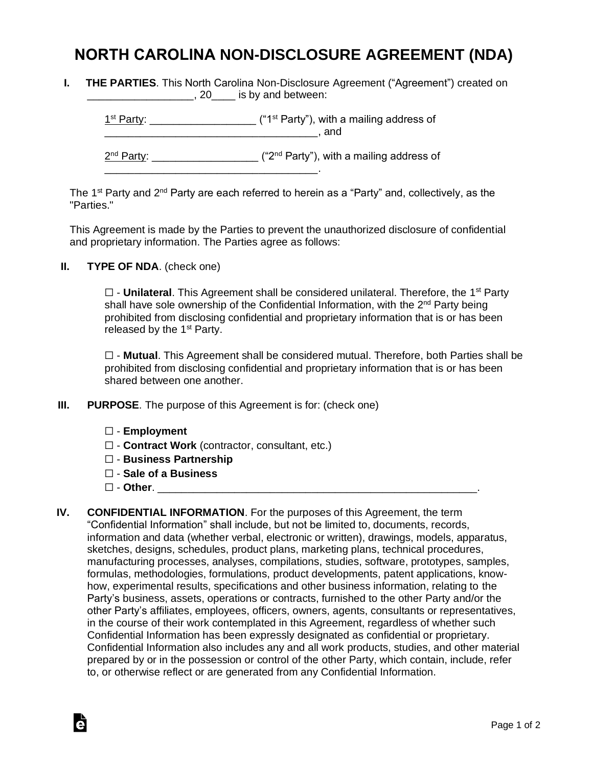# NORTH CAROLINA NON-DISCLOSURE AGREEMENT (NDA)

**I. THE PARTIES**. This North Carolina Non-Disclosure Agreement ("Agreement") created on __________________, 20____ is by and between:

1st Party: _________________ ("1st Party"), with a mailing address of ____________________________________, and

2nd Party: _________________ ("2nd Party"), with a mailing address of ____________________________________.

The 1st Party and 2nd Party are each referred to herein as a "Party" and, collectively, as the "Parties."

This Agreement is made by the Parties to prevent the unauthorized disclosure of confidential and proprietary information. The Parties agree as follows:

**II. TYPE OF NDA**. (check one)

☐ - **Unilateral**. This Agreement shall be considered unilateral. Therefore, the 1st Party shall have sole ownership of the Confidential Information, with the 2nd Party being prohibited from disclosing confidential and proprietary information that is or has been released by the 1st Party.

☐ - **Mutual**. This Agreement shall be considered mutual. Therefore, both Parties shall be prohibited from disclosing confidential and proprietary information that is or has been shared between one another.

**III. PURPOSE**. The purpose of this Agreement is for: (check one)

☐ - **Employment**
☐ - **Contract Work** (contractor, consultant, etc.)
☐ - **Business Partnership**
☐ - **Sale of a Business**
☐ - **Other**. _______________________________________________________.

**IV. CONFIDENTIAL INFORMATION**. For the purposes of this Agreement, the term "Confidential Information" shall include, but not be limited to, documents, records, information and data (whether verbal, electronic or written), drawings, models, apparatus, sketches, designs, schedules, product plans, marketing plans, technical procedures, manufacturing processes, analyses, compilations, studies, software, prototypes, samples, formulas, methodologies, formulations, product developments, patent applications, know-how, experimental results, specifications and other business information, relating to the Party's business, assets, operations or contracts, furnished to the other Party and/or the other Party's affiliates, employees, officers, owners, agents, consultants or representatives, in the course of their work contemplated in this Agreement, regardless of whether such Confidential Information has been expressly designated as confidential or proprietary. Confidential Information also includes any and all work products, studies, and other material prepared by or in the possession or control of the other Party, which contain, include, refer to, or otherwise reflect or are generated from any Confidential Information.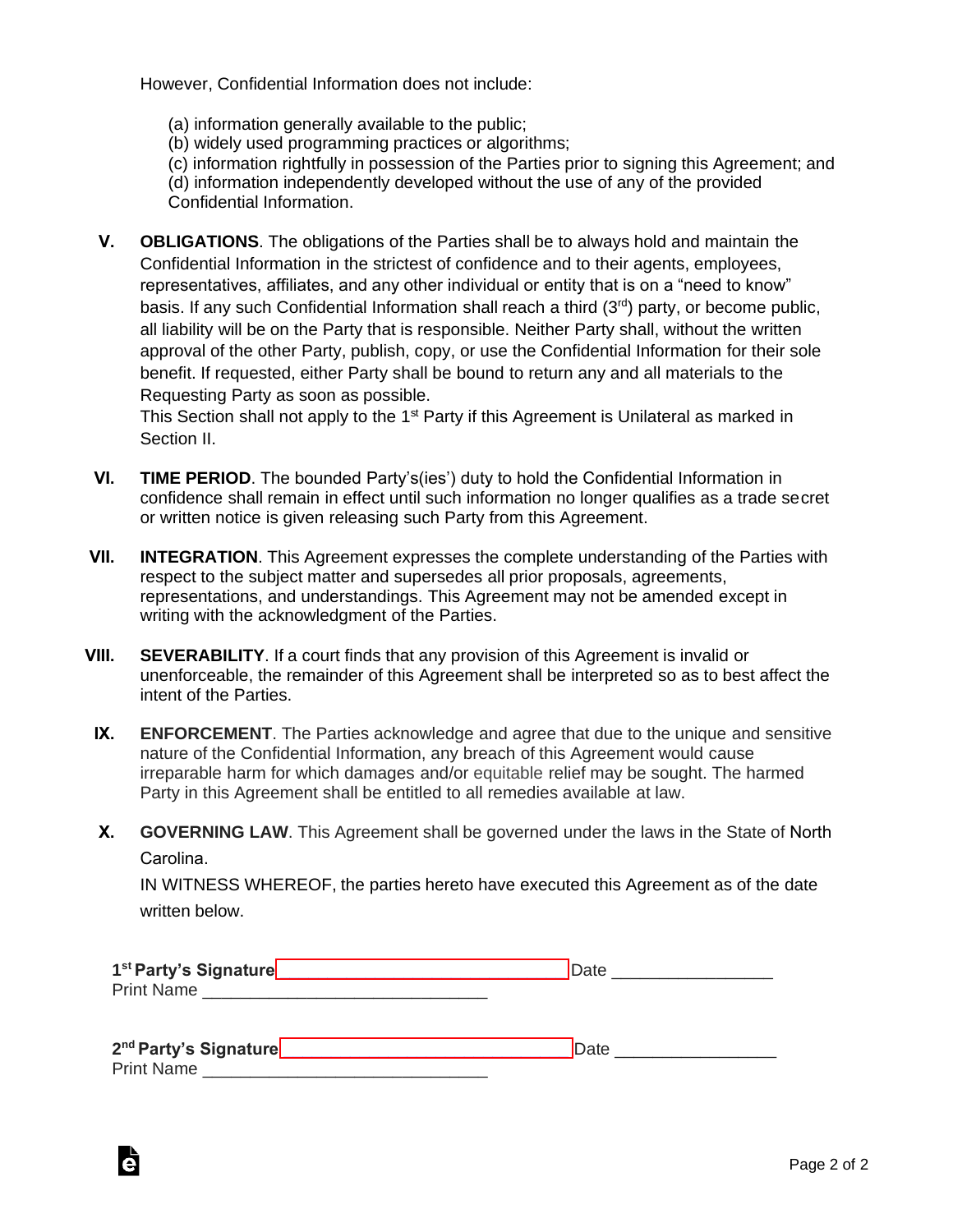However, Confidential Information does not include:

(a) information generally available to the public;
(b) widely used programming practices or algorithms;
(c) information rightfully in possession of the Parties prior to signing this Agreement; and
(d) information independently developed without the use of any of the provided Confidential Information.

**V. OBLIGATIONS**. The obligations of the Parties shall be to always hold and maintain the Confidential Information in the strictest of confidence and to their agents, employees, representatives, affiliates, and any other individual or entity that is on a "need to know" basis. If any such Confidential Information shall reach a third (3rd) party, or become public, all liability will be on the Party that is responsible. Neither Party shall, without the written approval of the other Party, publish, copy, or use the Confidential Information for their sole benefit. If requested, either Party shall be bound to return any and all materials to the Requesting Party as soon as possible.
This Section shall not apply to the 1st Party if this Agreement is Unilateral as marked in Section II.

**VI. TIME PERIOD**. The bounded Party's(ies') duty to hold the Confidential Information in confidence shall remain in effect until such information no longer qualifies as a trade secret or written notice is given releasing such Party from this Agreement.

**VII. INTEGRATION**. This Agreement expresses the complete understanding of the Parties with respect to the subject matter and supersedes all prior proposals, agreements, representations, and understandings. This Agreement may not be amended except in writing with the acknowledgment of the Parties.

**VIII. SEVERABILITY**. If a court finds that any provision of this Agreement is invalid or unenforceable, the remainder of this Agreement shall be interpreted so as to best affect the intent of the Parties.

**IX. ENFORCEMENT**. The Parties acknowledge and agree that due to the unique and sensitive nature of the Confidential Information, any breach of this Agreement would cause irreparable harm for which damages and/or equitable relief may be sought. The harmed Party in this Agreement shall be entitled to all remedies available at law.

**X. GOVERNING LAW**. This Agreement shall be governed under the laws in the State of North Carolina.

IN WITNESS WHEREOF, the parties hereto have executed this Agreement as of the date written below.

**1st Party's Signature** ______________________________ Date ________________
Print Name ______________________________

**2nd Party's Signature** ______________________________ Date ________________
Print Name ______________________________